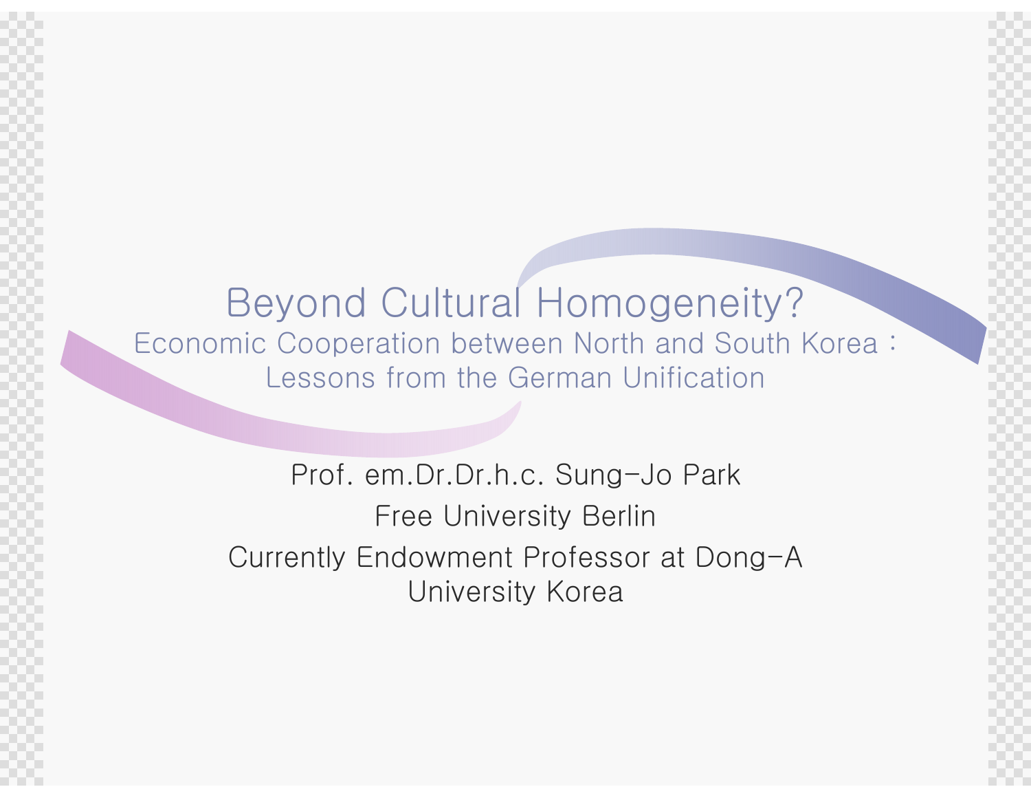# Beyond Cultural Homogeneity?

## Economic Cooperation between North and South Korea : Lessons from the German Unification

Prof. em.Dr.Dr.h.c. Sung-Jo Park

Free University Berlin

Currently Endowment Professor at Dong-A University Korea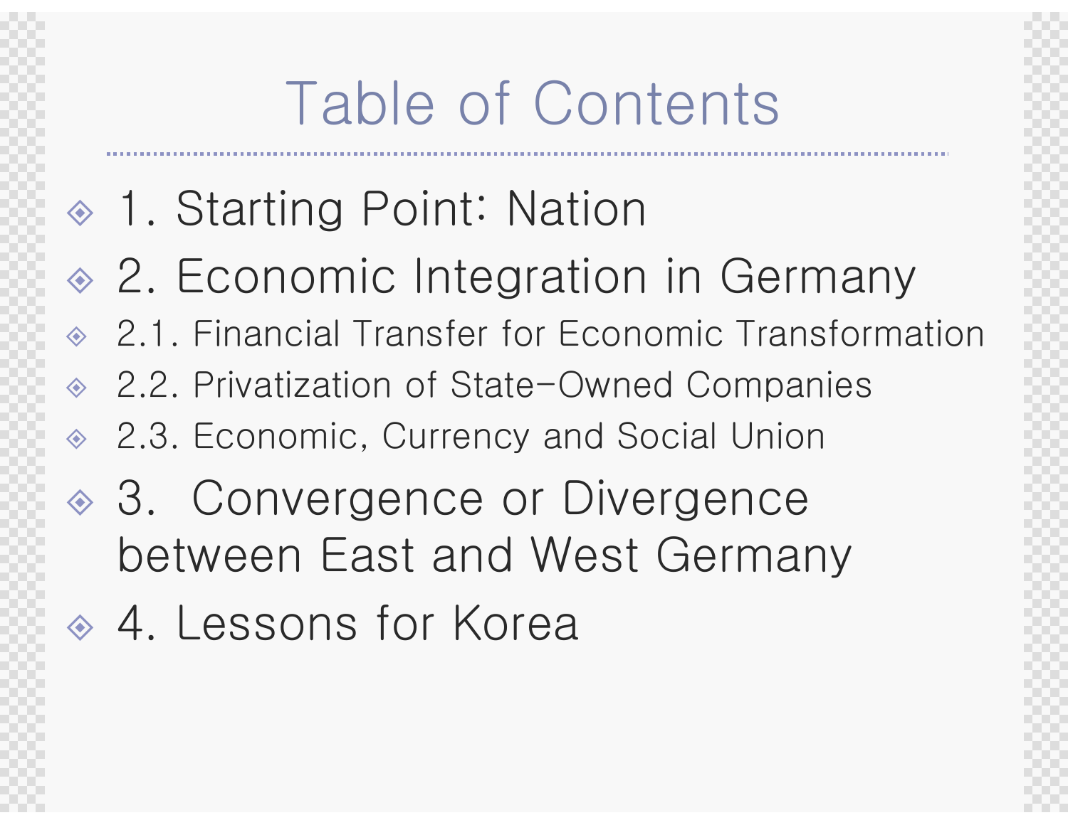# Table of Contents

- 1. Starting Point: Nation
- 2. Economic Integration in Germany
  - 2.1. Financial Transfer for Economic Transformation
  - 2.2. Privatization of State-Owned Companies
  - 2.3. Economic, Currency and Social Union
- 3. Convergence or Divergence between East and West Germany
- 4. Lessons for Korea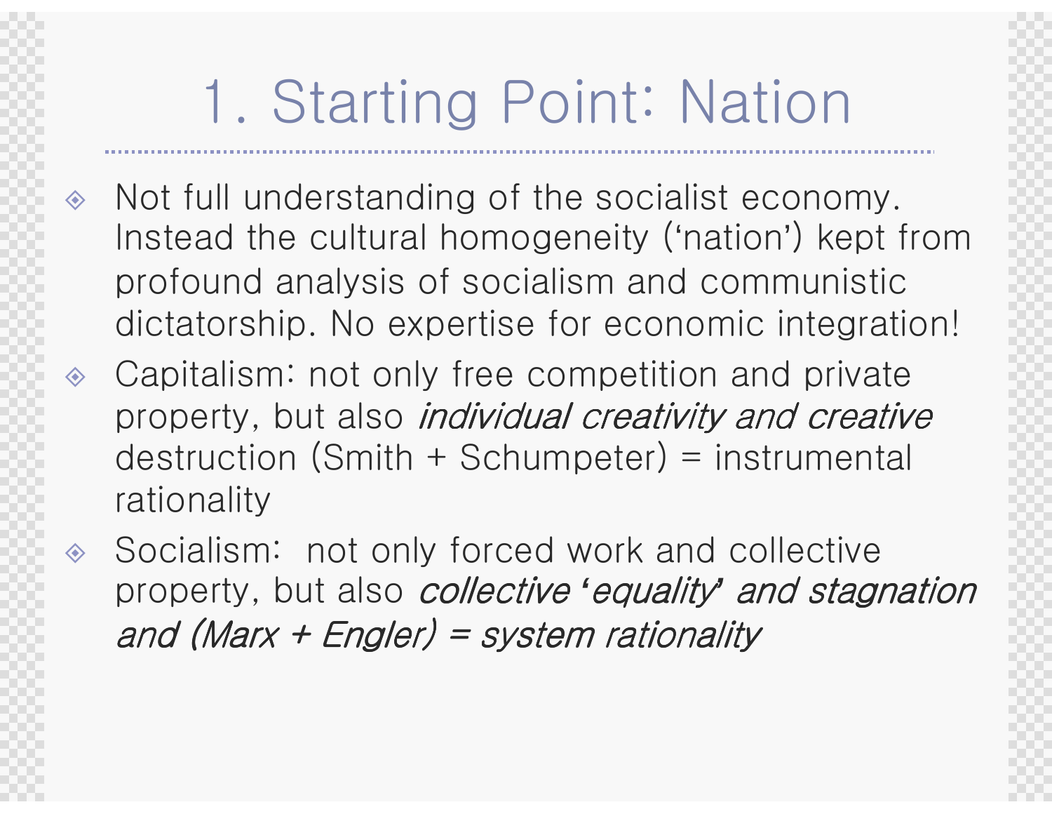# 1. Starting Point: Nation

- Not full understanding of the socialist economy. Instead the cultural homogeneity ('nation') kept from profound analysis of socialism and communistic dictatorship. No expertise for economic integration!
- Capitalism: not only free competition and private property, but also *individual creativity and creative* destruction (Smith + Schumpeter) = instrumental rationality
- Socialism: not only forced work and collective property, but also *collective 'equality' and stagnation and (Marx + Engler) = system rationality*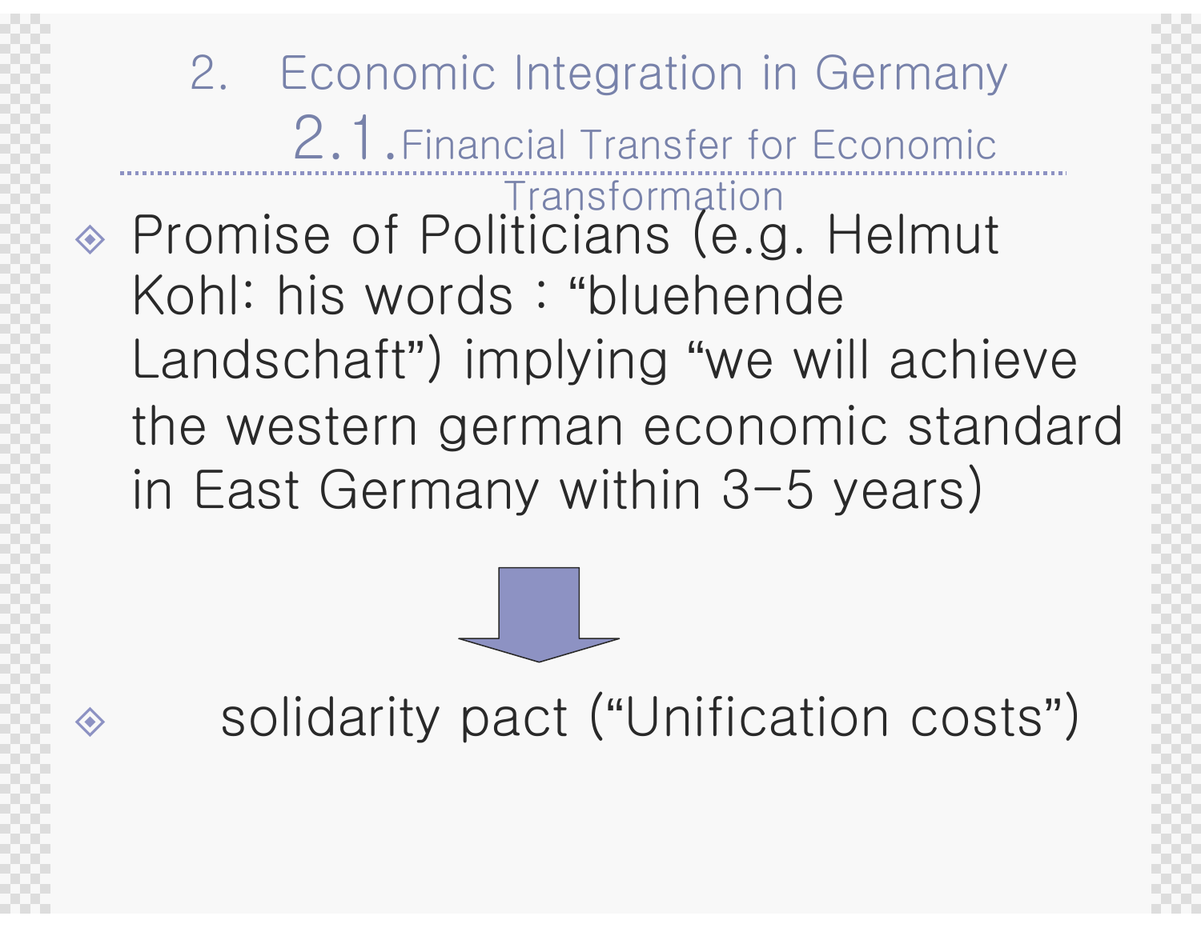## 2. Economic Integration in Germany

### 2.1. Financial Transfer for Economic Transformation

- Promise of Politicians (e.g. Helmut Kohl: his words : “bluehende Landschaft”) implying “we will achieve the western german economic standard in East Germany within 3–5 years)

↓

- solidarity pact (“Unification costs”)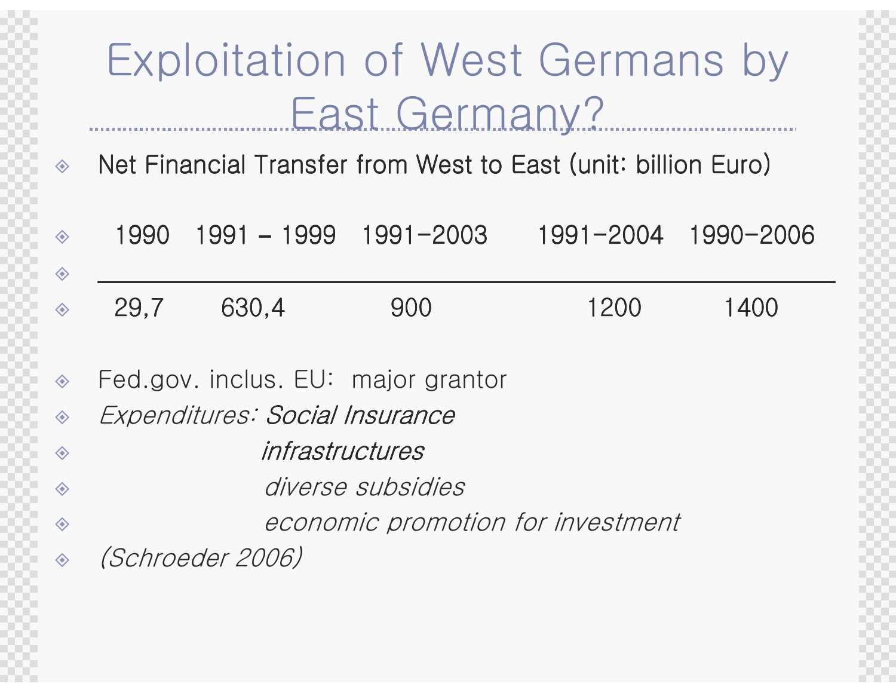# Exploitation of West Germans by East Germany?

- Net Financial Transfer from West to East (unit: billion Euro)

| 1990 | 1991 – 1999 | 1991-2003 | 1991-2004 | 1990-2006 |
|---|---|---|---|---|
| 29,7 | 630,4 | 900 | 1200 | 1400 |

- Fed.gov. inclus. EU: major grantor
- *Expenditures: Social Insurance*
- *infrastructures*
- *diverse subsidies*
- *economic promotion for investment*
- *(Schroeder 2006)*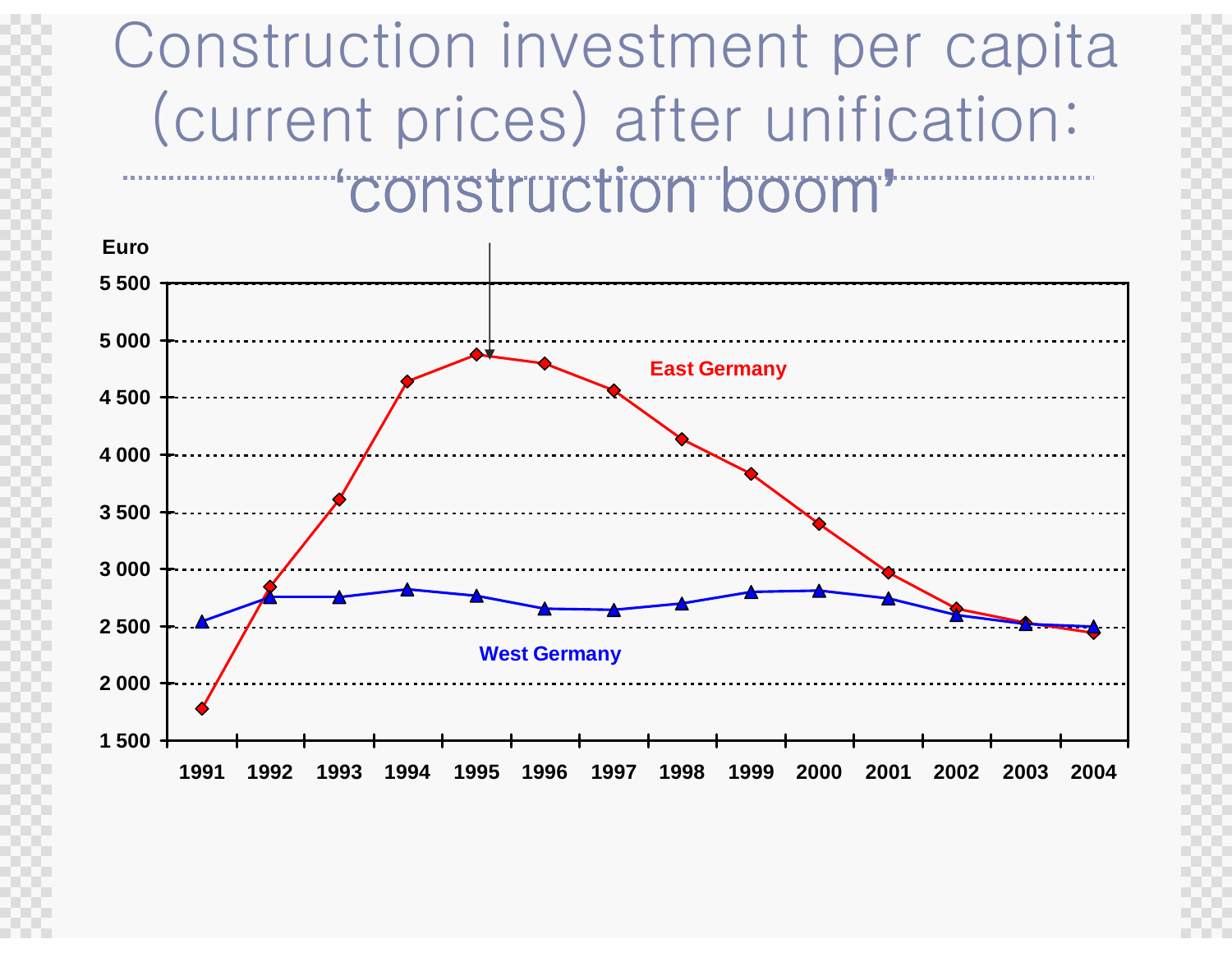# Construction investment per capita (current prices) after unification: 'construction boom'

Euro

| Year | East Germany | West Germany |
|---|---|---|
| 1991 | 1 780 | 2 540 |
| 1992 | 2 850 | 2 760 |
| 1993 | 3 610 | 2 760 |
| 1994 | 4 640 | 2 820 |
| 1995 | 4 870 | 2 770 |
| 1996 | 4 800 | 2 650 |
| 1997 | 4 560 | 2 640 |
| 1998 | 4 130 | 2 700 |
| 1999 | 3 830 | 2 800 |
| 2000 | 3 400 | 2 810 |
| 2001 | 2 970 | 2 740 |
| 2002 | 2 650 | 2 600 |
| 2003 | 2 530 | 2 520 |
| 2004 | 2 450 | 2 500 |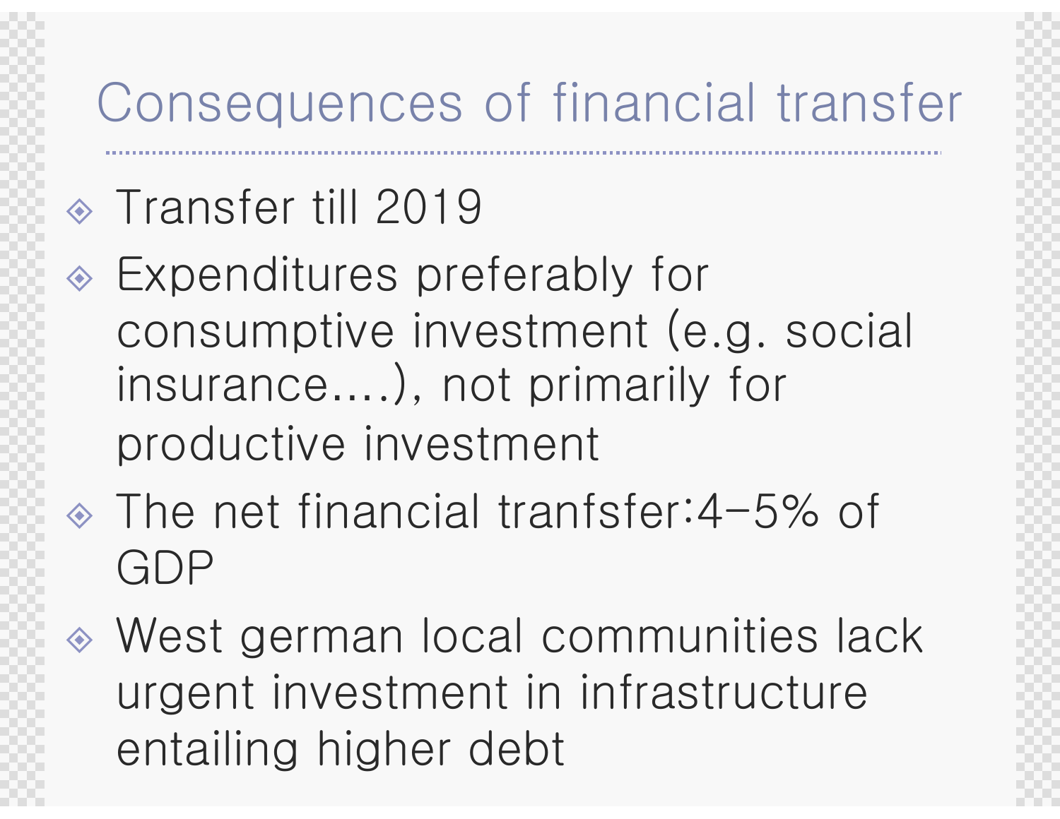# Consequences of financial transfer

- Transfer till 2019
- Expenditures preferably for consumptive investment (e.g. social insurance….), not primarily for productive investment
- The net financial tranfsfer:4-5% of GDP
- West german local communities lack urgent investment in infrastructure entailing higher debt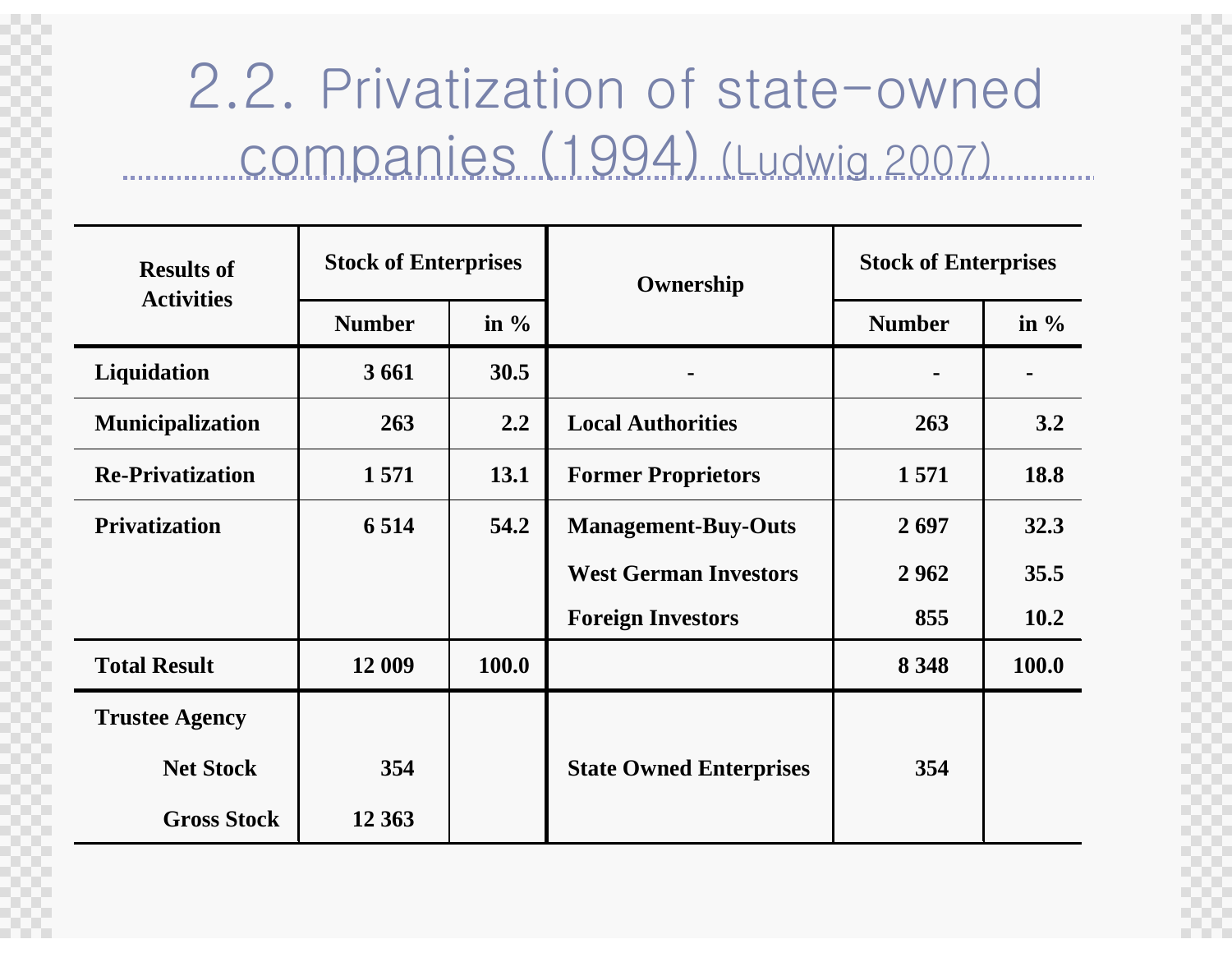## 2.2. Privatization of state-owned companies (1994) (Ludwig 2007)

| Results of Activities | Stock of Enterprises | | Ownership | Stock of Enterprises | |
|---|---|---|---|---|---|
| | Number | in % | | Number | in % |
| **Liquidation** | 3 661 | 30.5 | - | - | - |
| **Municipalization** | 263 | 2.2 | Local Authorities | 263 | 3.2 |
| **Re-Privatization** | 1 571 | 13.1 | Former Proprietors | 1 571 | 18.8 |
| **Privatization** | 6 514 | 54.2 | Management-Buy-Outs | 2 697 | 32.3 |
| | | | West German Investors | 2 962 | 35.5 |
| | | | Foreign Investors | 855 | 10.2 |
| **Total Result** | 12 009 | 100.0 | | 8 348 | 100.0 |
| **Trustee Agency** | | | | | |
| Net Stock | 354 | | State Owned Enterprises | 354 | |
| Gross Stock | 12 363 | | | | |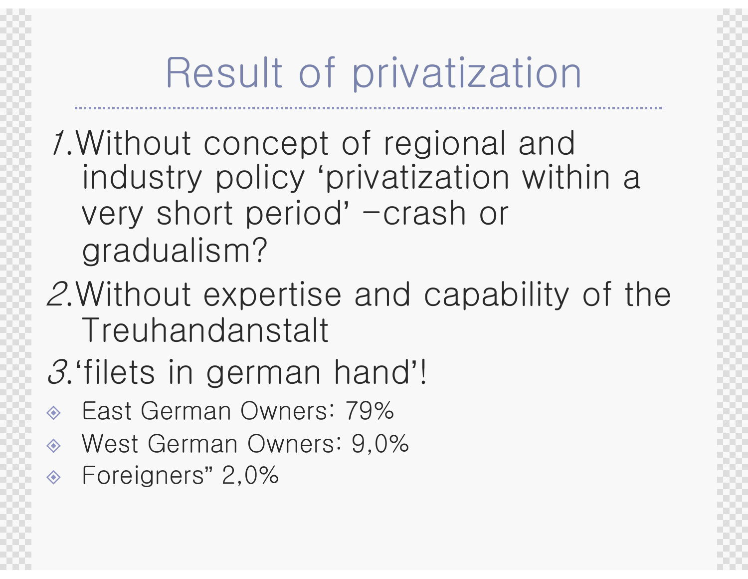# Result of privatization

1. Without concept of regional and industry policy ‘privatization within a very short period’ –crash or gradualism?
2. Without expertise and capability of the Treuhandanstalt
3. ‘filets in german hand’!

- East German Owners: 79%
- West German Owners: 9,0%
- Foreigners” 2,0%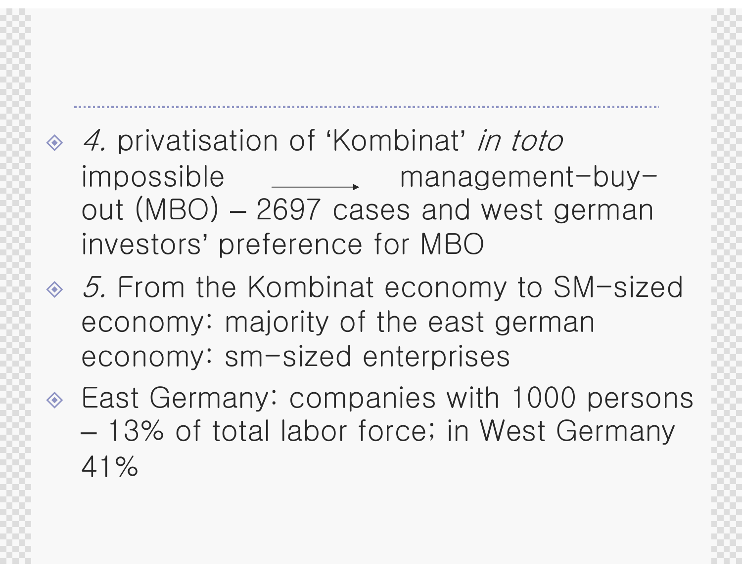- *4.* privatisation of 'Kombinat' *in toto* impossible ⟶ management-buy-out (MBO) – 2697 cases and west german investors' preference for MBO
- *5.* From the Kombinat economy to SM-sized economy: majority of the east german economy: sm-sized enterprises
- East Germany: companies with 1000 persons – 13% of total labor force; in West Germany 41%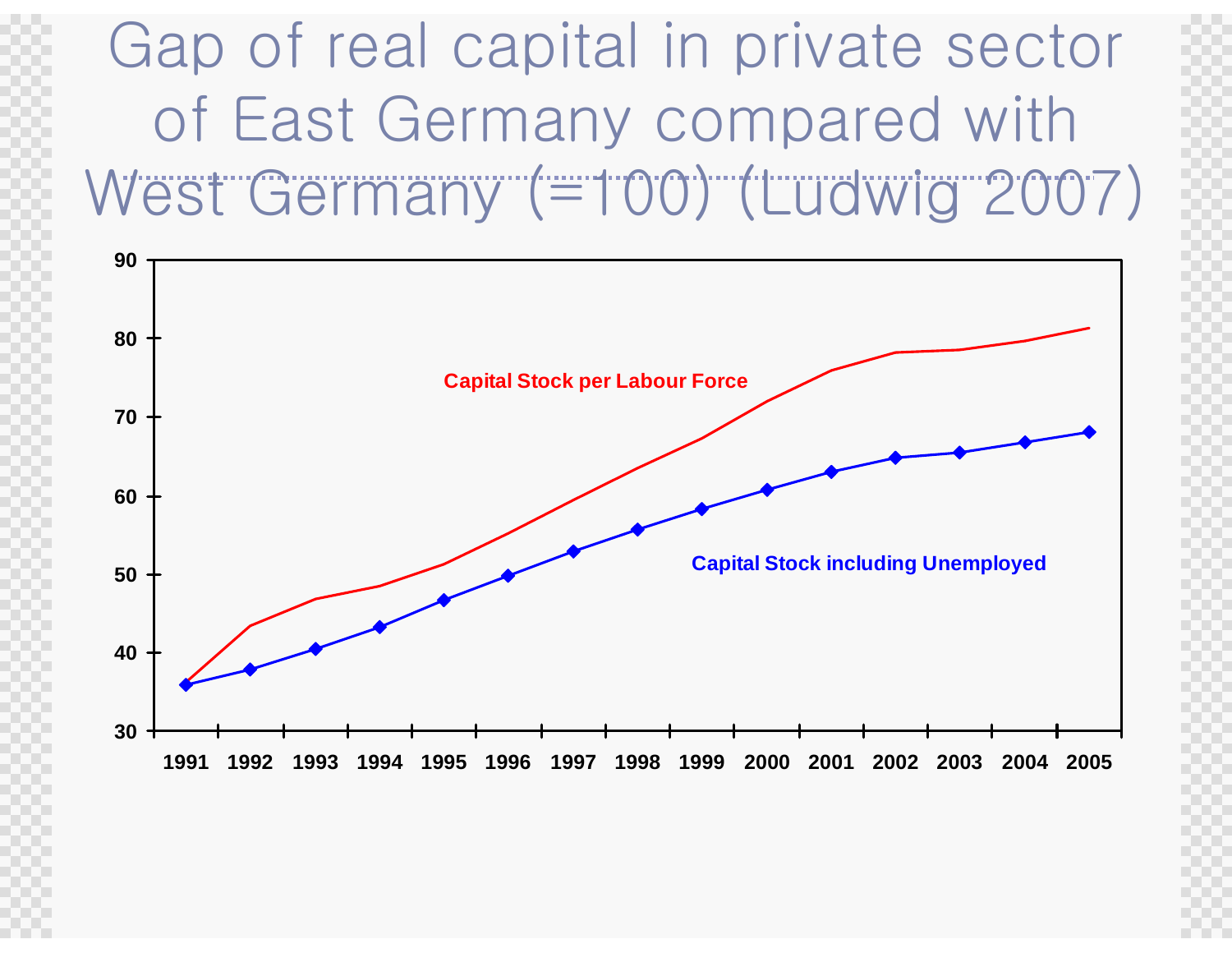# Gap of real capital in private sector of East Germany compared with West Germany (=100) (Ludwig 2007)

Capital Stock per Labour Force

Capital Stock including Unemployed

90
80
70
60
50
40
30

1991 1992 1993 1994 1995 1996 1997 1998 1999 2000 2001 2002 2003 2004 2005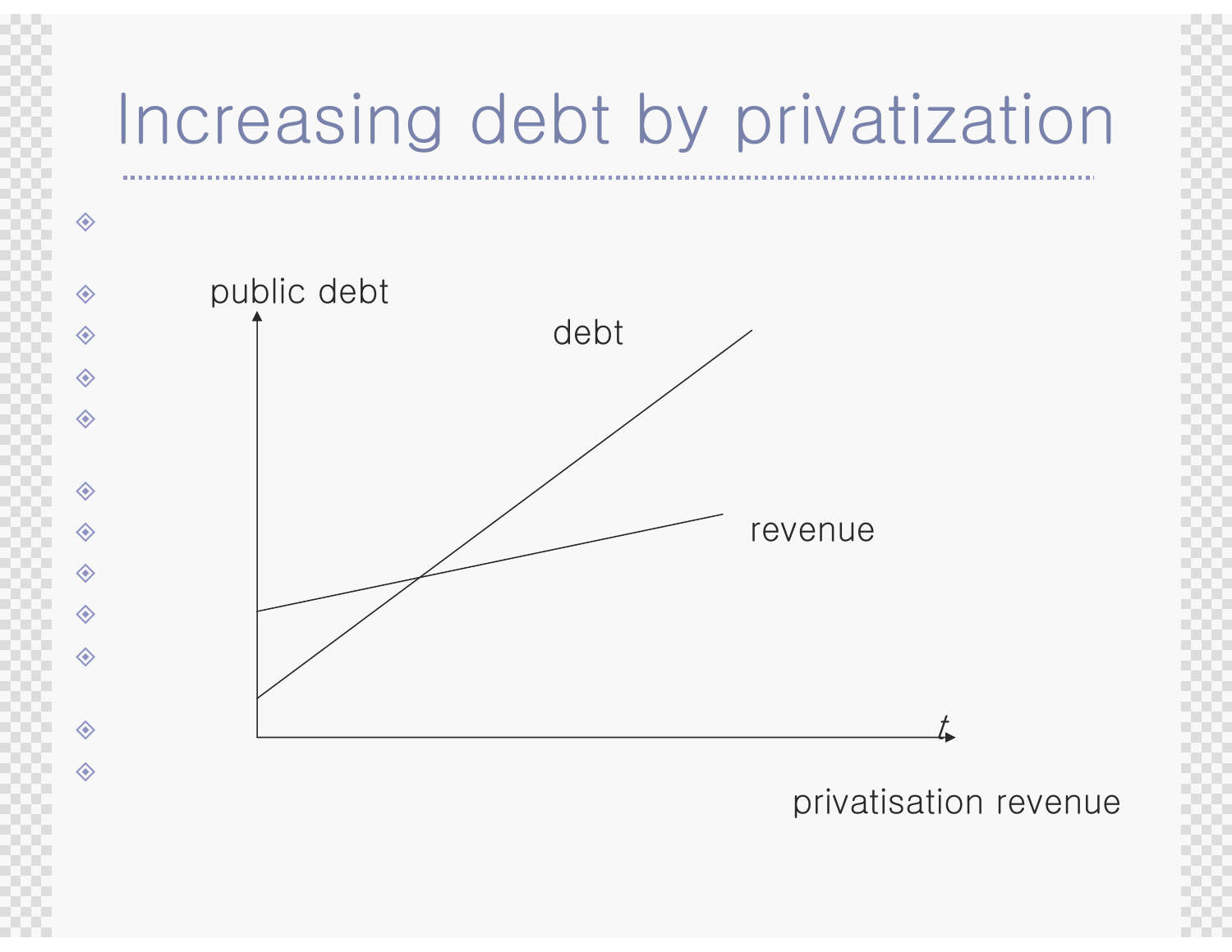# Increasing debt by privatization

public debt

debt

revenue

$t$

privatisation revenue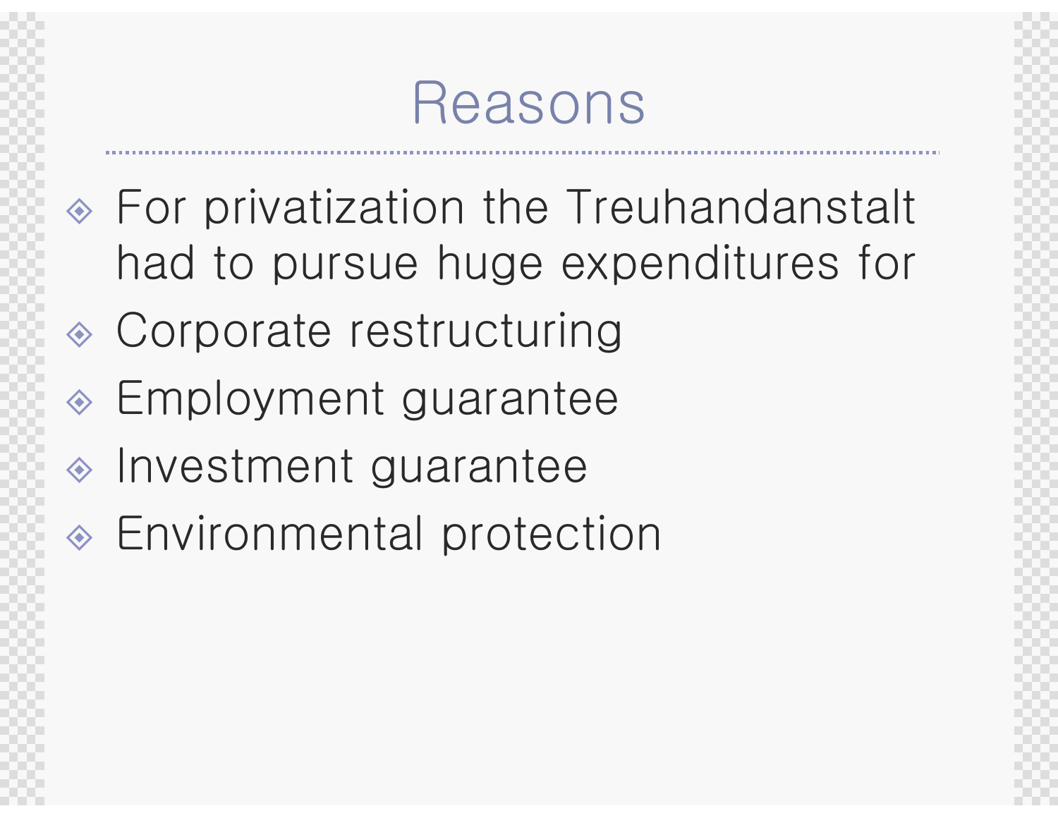# Reasons

- For privatization the Treuhandanstalt had to pursue huge expenditures for
- Corporate restructuring
- Employment guarantee
- Investment guarantee
- Environmental protection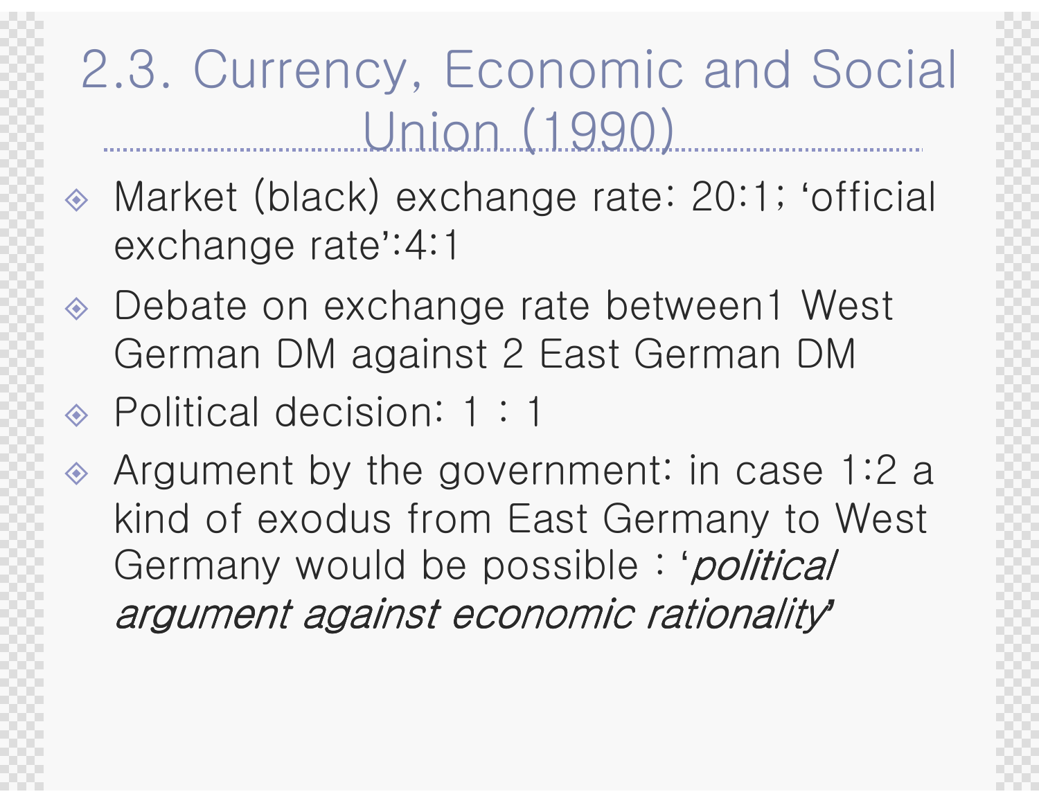# 2.3. Currency, Economic and Social Union (1990)

- Market (black) exchange rate: 20:1; 'official exchange rate':4:1
- Debate on exchange rate between1 West German DM against 2 East German DM
- Political decision: 1 : 1
- Argument by the government: in case 1:2 a kind of exodus from East Germany to West Germany would be possible : '*political argument against economic rationality*'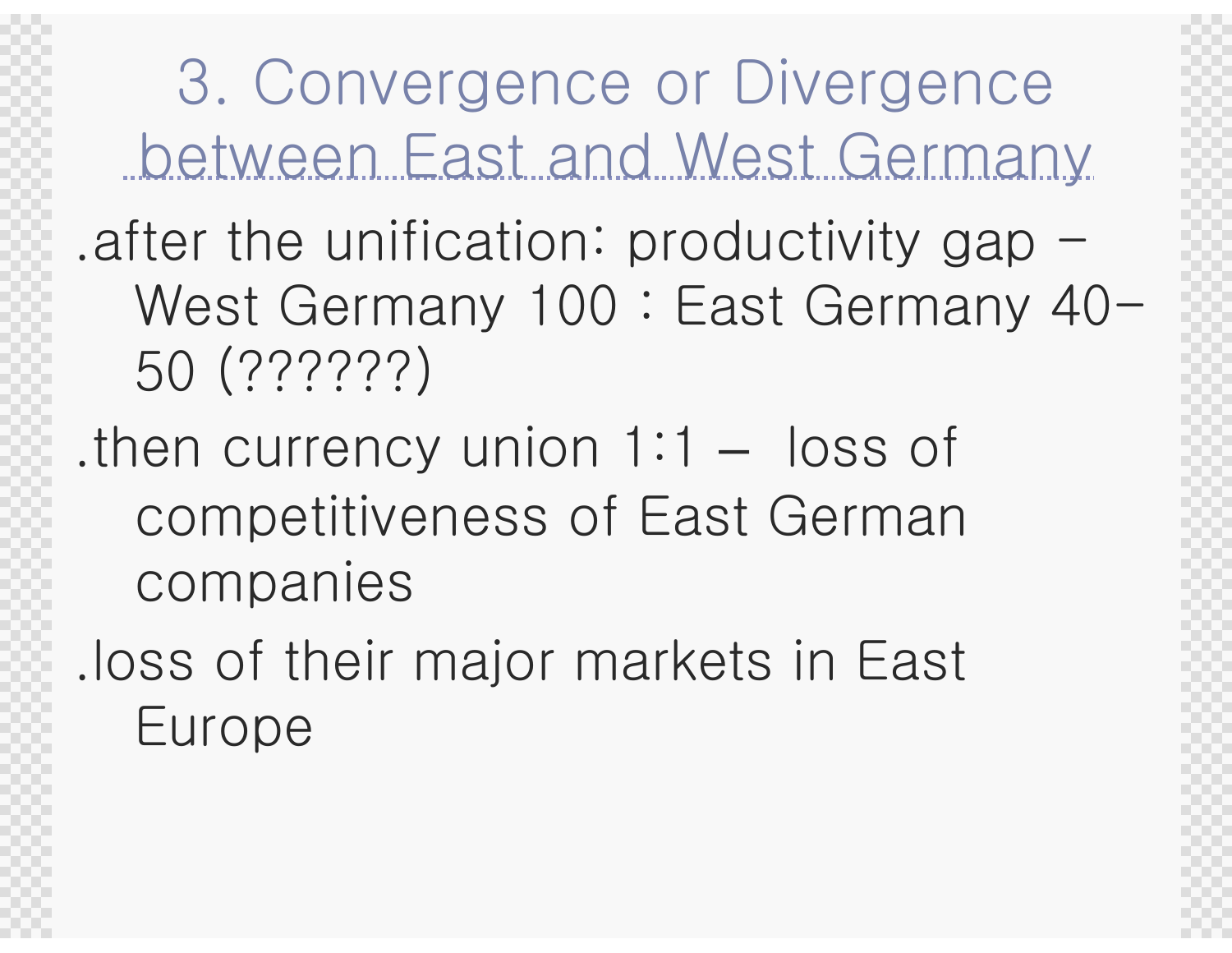# 3. Convergence or Divergence between East and West Germany

.after the unification: productivity gap – West Germany 100 : East Germany 40-50 (??????)

.then currency union 1:1 – loss of competitiveness of East German companies

.loss of their major markets in East Europe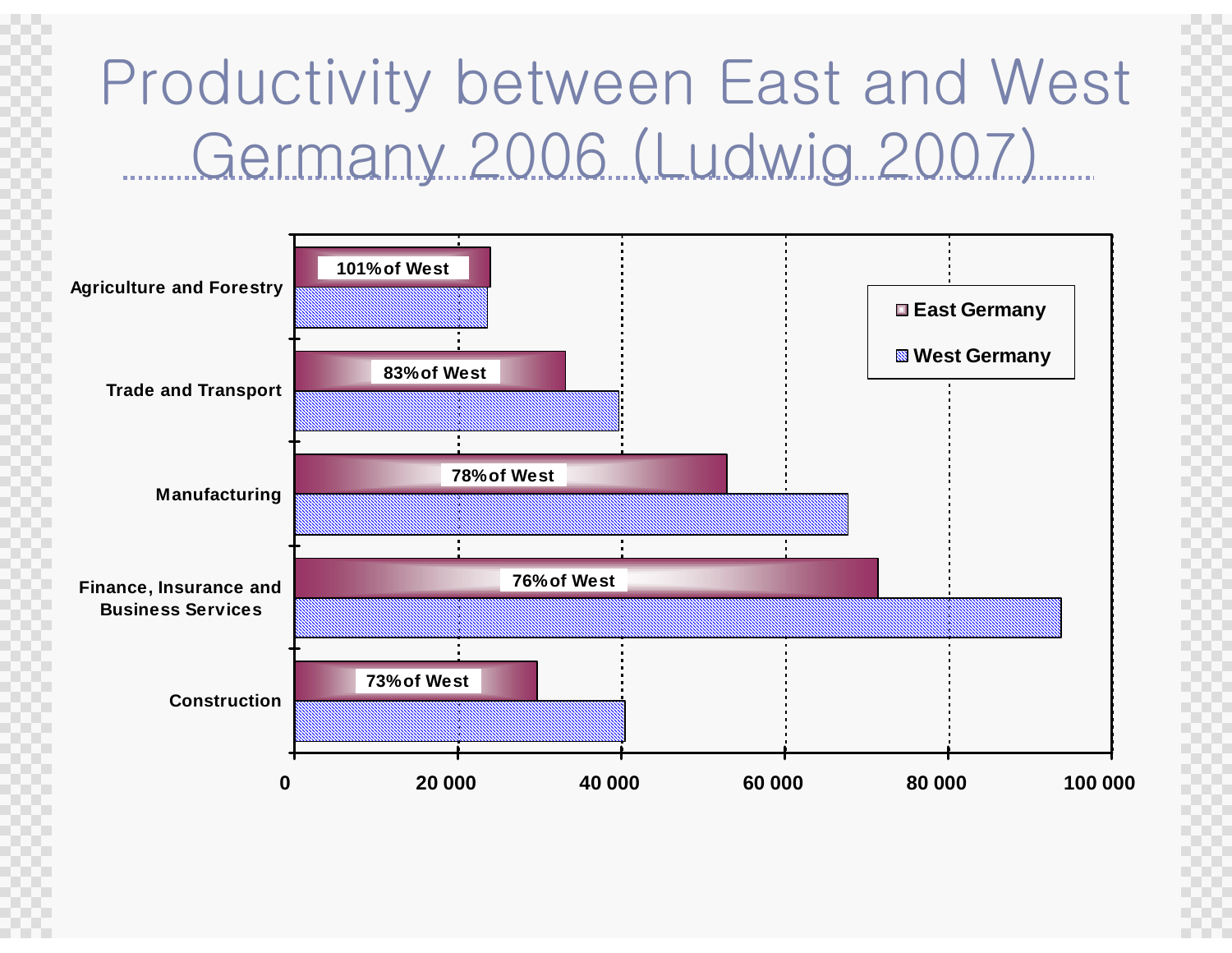# Productivity between East and West Germany 2006 (Ludwig 2007)

| Sector | East Germany | West Germany |
|---|---|---|
| Agriculture and Forestry | 101% of West | |
| Trade and Transport | 83% of West | |
| Manufacturing | 78% of West | |
| Finance, Insurance and Business Services | 76% of West | |
| Construction | 73% of West | |

Axis: 0, 20 000, 40 000, 60 000, 80 000, 100 000

Legend: East Germany, West Germany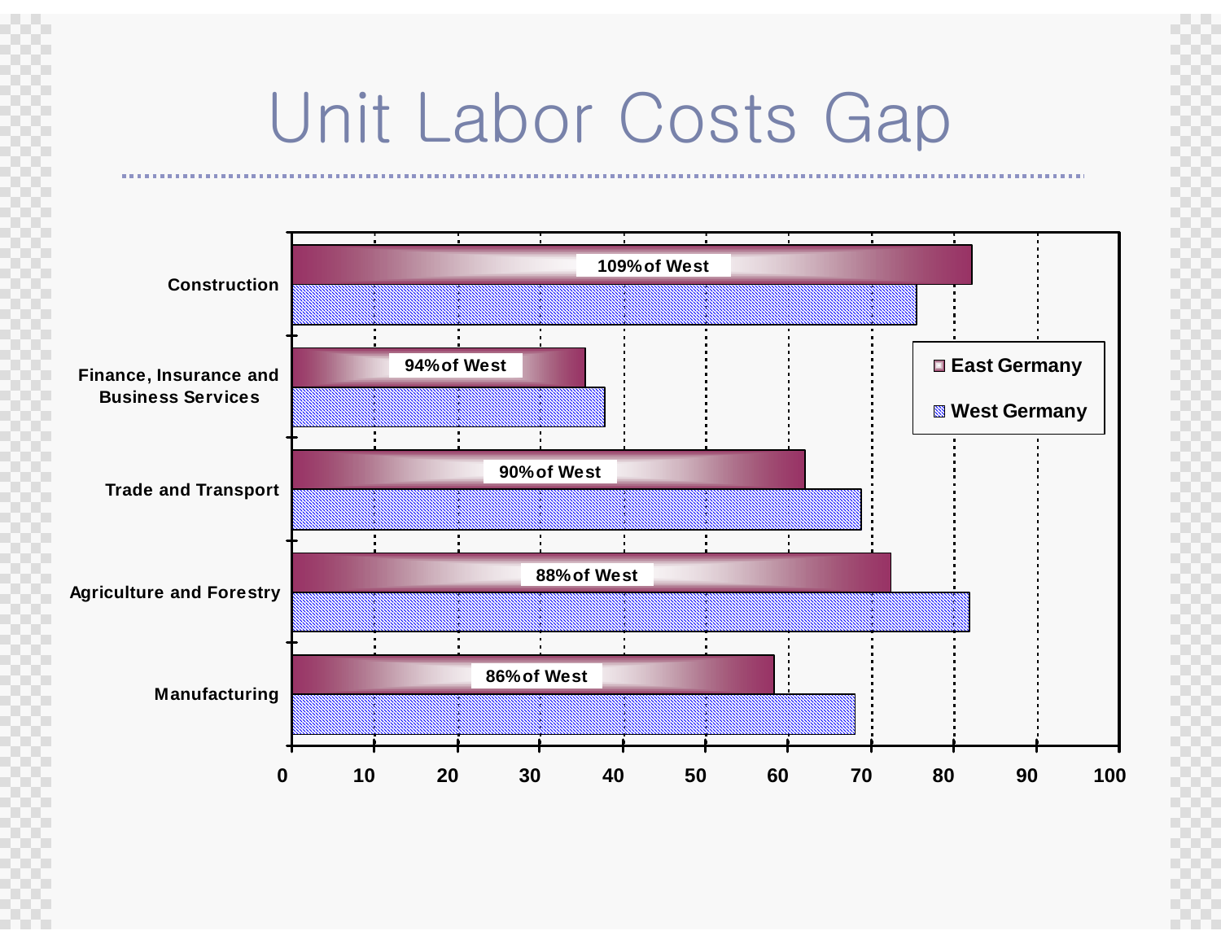# Unit Labor Costs Gap

| Sector | East Germany | West Germany | East as % of West |
|---|---|---|---|
| Construction | | | 109% of West |
| Finance, Insurance and Business Services | | | 94% of West |
| Trade and Transport | | | 90% of West |
| Agriculture and Forestry | | | 88% of West |
| Manufacturing | | | 86% of West |

Legend: East Germany, West Germany

Axis: 0, 10, 20, 30, 40, 50, 60, 70, 80, 90, 100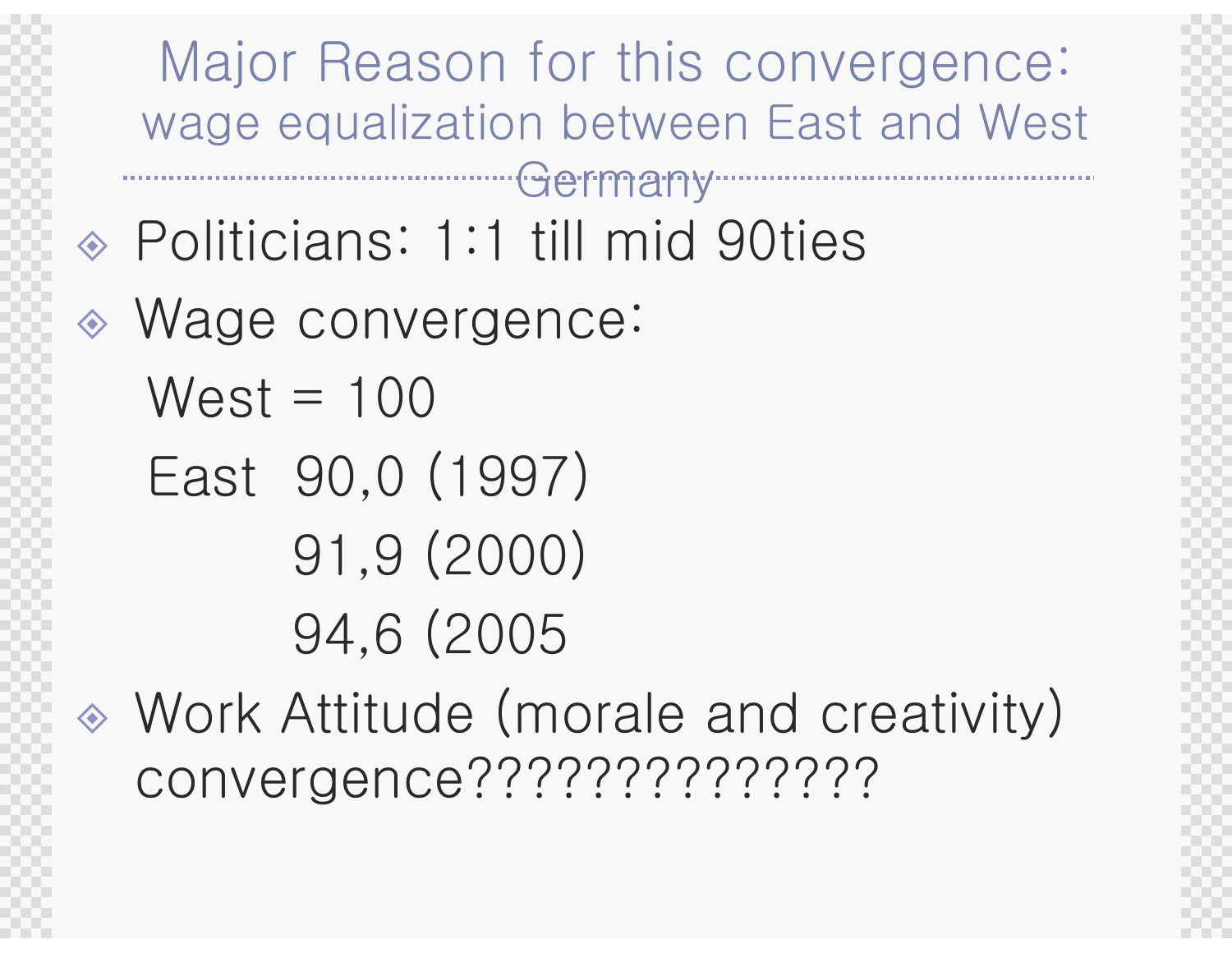# Major Reason for this convergence: wage equalization between East and West Germany

- Politicians: 1:1 till mid 90ties
- Wage convergence:

  West = 100

  East 90,0 (1997)

  91,9 (2000)

  94,6 (2005

- Work Attitude (morale and creativity) convergence??????????????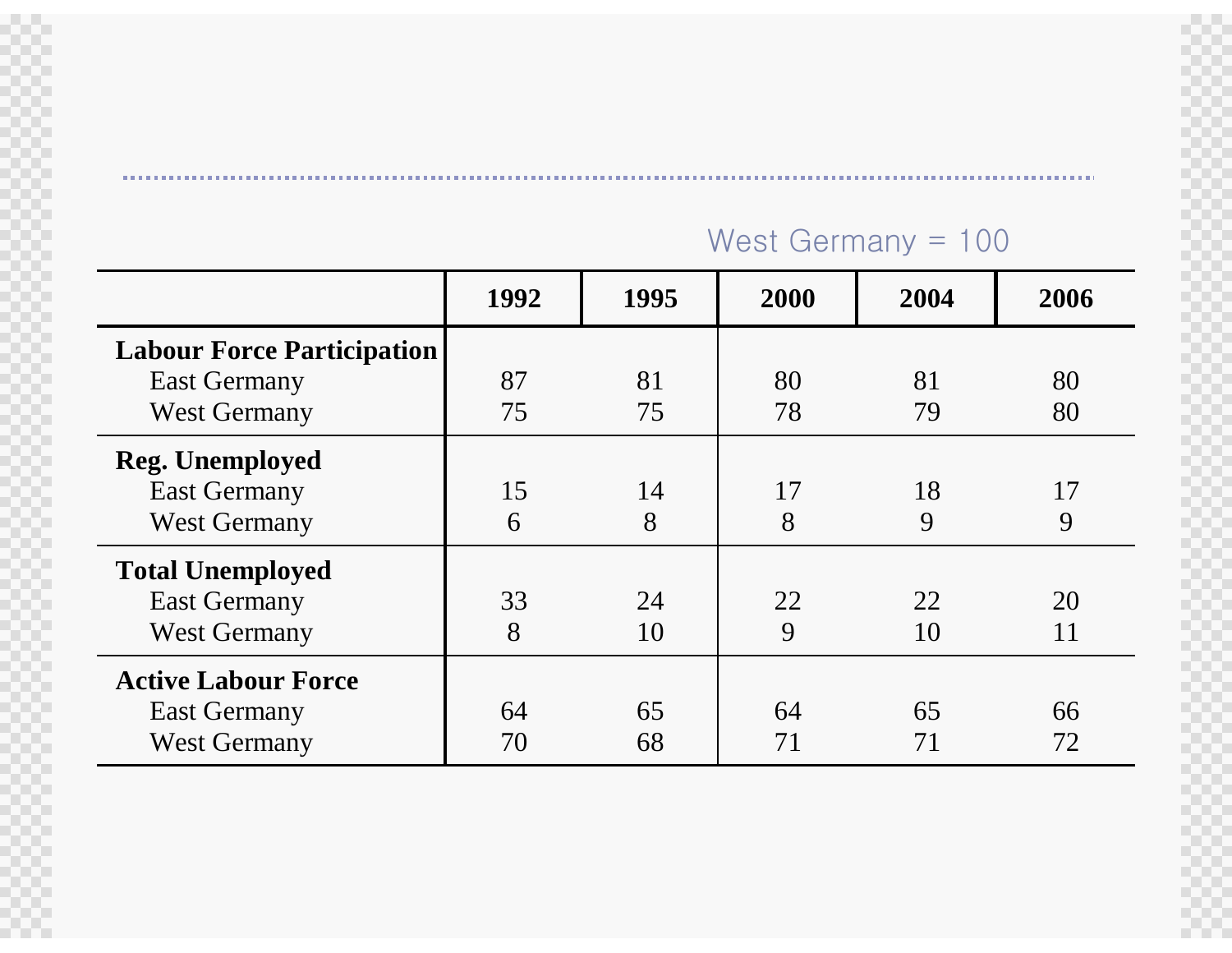West Germany = 100

| | 1992 | 1995 | 2000 | 2004 | 2006 |
|---|---|---|---|---|---|
| **Labour Force Participation** | | | | | |
| East Germany | 87 | 81 | 80 | 81 | 80 |
| West Germany | 75 | 75 | 78 | 79 | 80 |
| **Reg. Unemployed** | | | | | |
| East Germany | 15 | 14 | 17 | 18 | 17 |
| West Germany | 6 | 8 | 8 | 9 | 9 |
| **Total Unemployed** | | | | | |
| East Germany | 33 | 24 | 22 | 22 | 20 |
| West Germany | 8 | 10 | 9 | 10 | 11 |
| **Active Labour Force** | | | | | |
| East Germany | 64 | 65 | 64 | 65 | 66 |
| West Germany | 70 | 68 | 71 | 71 | 72 |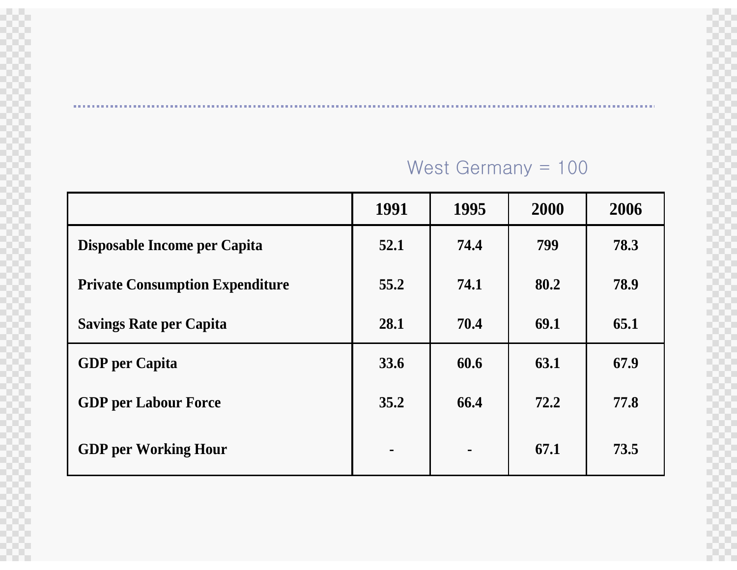West Germany = 100

| | 1991 | 1995 | 2000 | 2006 |
|---|---|---|---|---|
| **Disposable Income per Capita** | 52.1 | 74.4 | 799 | 78.3 |
| **Private Consumption Expenditure** | 55.2 | 74.1 | 80.2 | 78.9 |
| **Savings Rate per Capita** | 28.1 | 70.4 | 69.1 | 65.1 |
| **GDP per Capita** | 33.6 | 60.6 | 63.1 | 67.9 |
| **GDP per Labour Force** | 35.2 | 66.4 | 72.2 | 77.8 |
| **GDP per Working Hour** | - | - | 67.1 | 73.5 |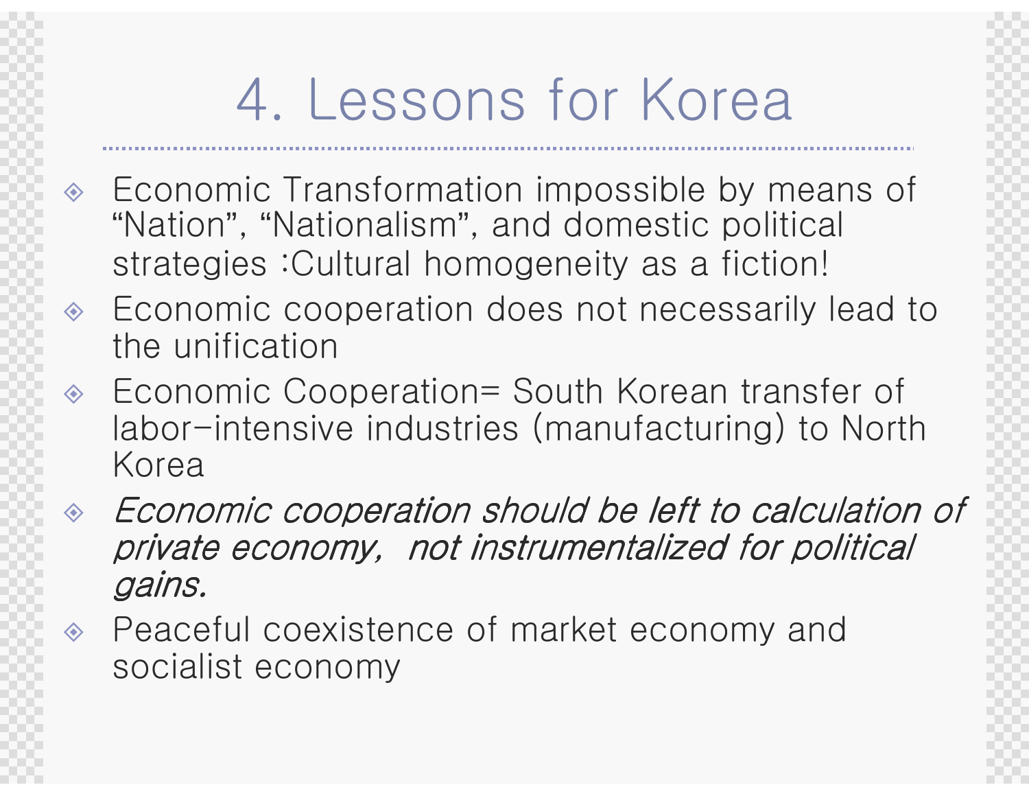# 4. Lessons for Korea

- Economic Transformation impossible by means of "Nation", "Nationalism", and domestic political strategies :Cultural homogeneity as a fiction!
- Economic cooperation does not necessarily lead to the unification
- Economic Cooperation= South Korean transfer of labor-intensive industries (manufacturing) to North Korea
- *Economic cooperation should be left to calculation of private economy,  not instrumentalized for political gains.*
- Peaceful coexistence of market economy and socialist economy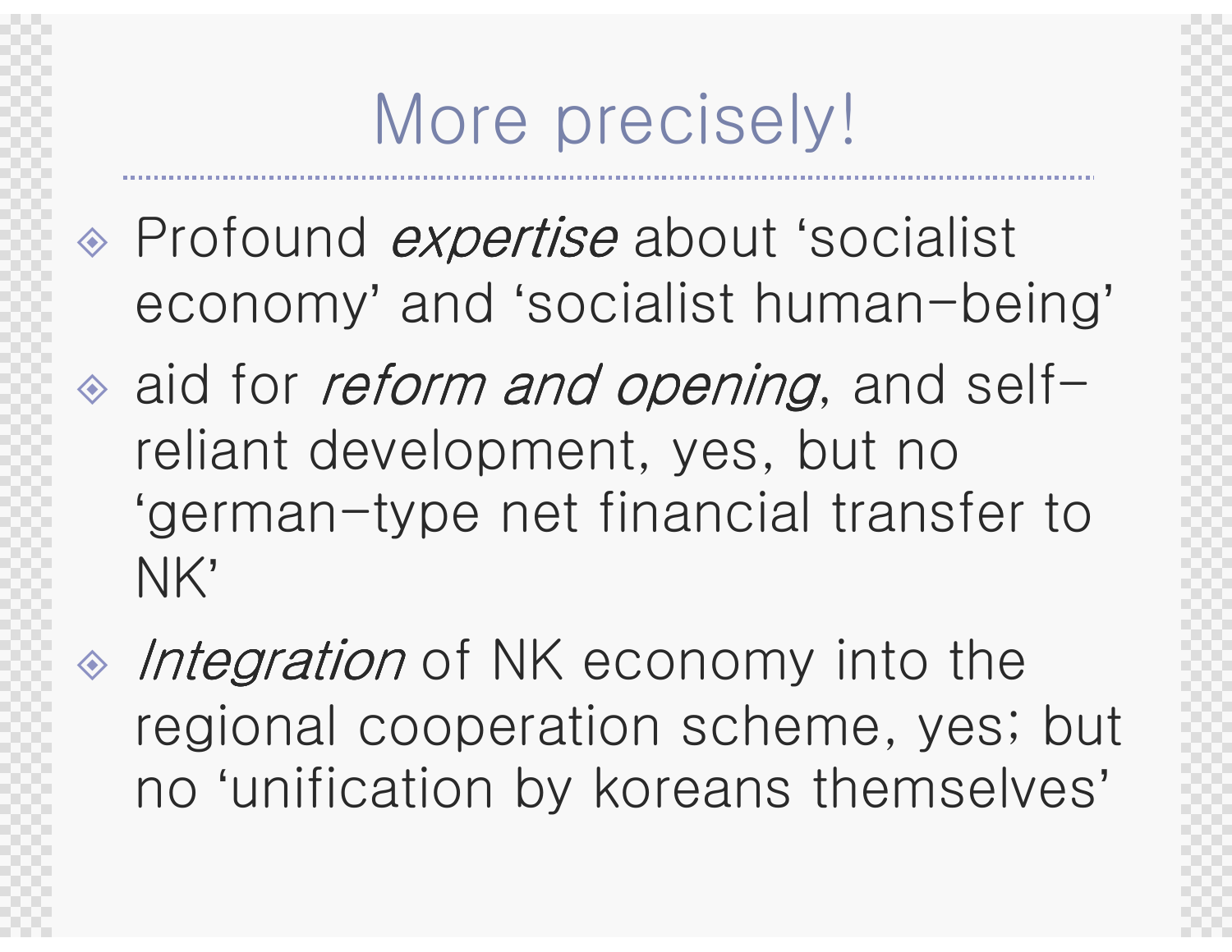# More precisely!

- Profound *expertise* about ‘socialist economy’ and ‘socialist human-being’
- aid for *reform and opening*, and self-reliant development, yes, but no ‘german-type net financial transfer to NK’
- *Integration* of NK economy into the regional cooperation scheme, yes; but no ‘unification by koreans themselves’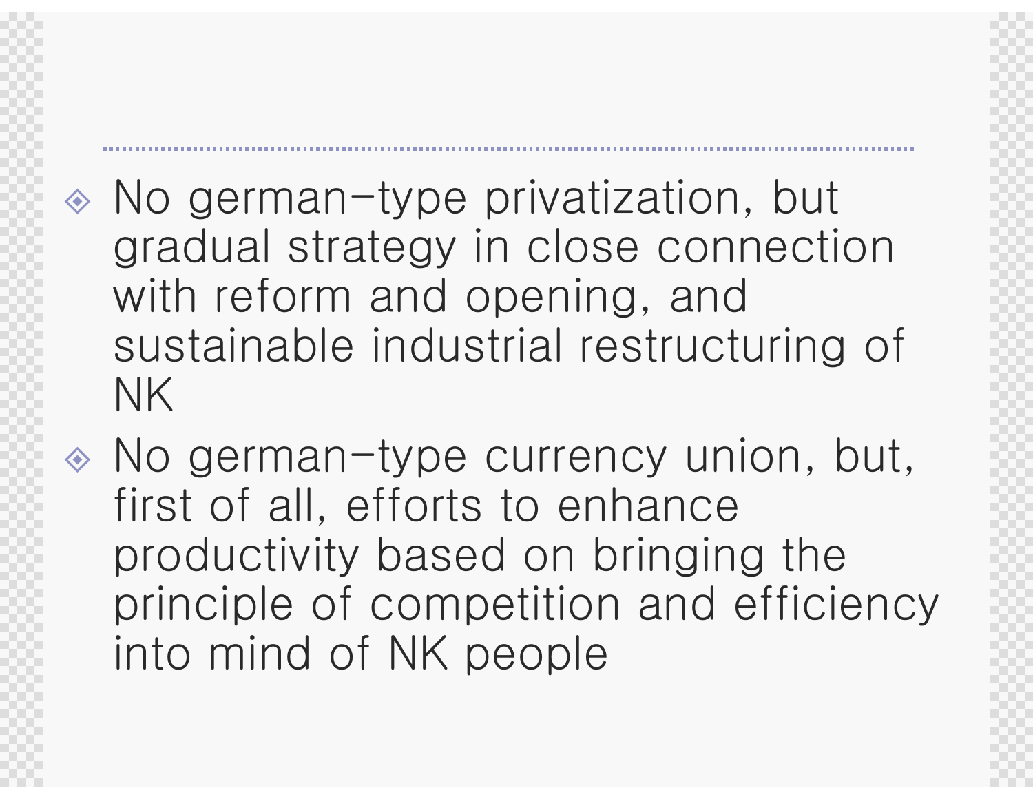- No german-type privatization, but gradual strategy in close connection with reform and opening, and sustainable industrial restructuring of NK
- No german-type currency union, but, first of all, efforts to enhance productivity based on bringing the principle of competition and efficiency into mind of NK people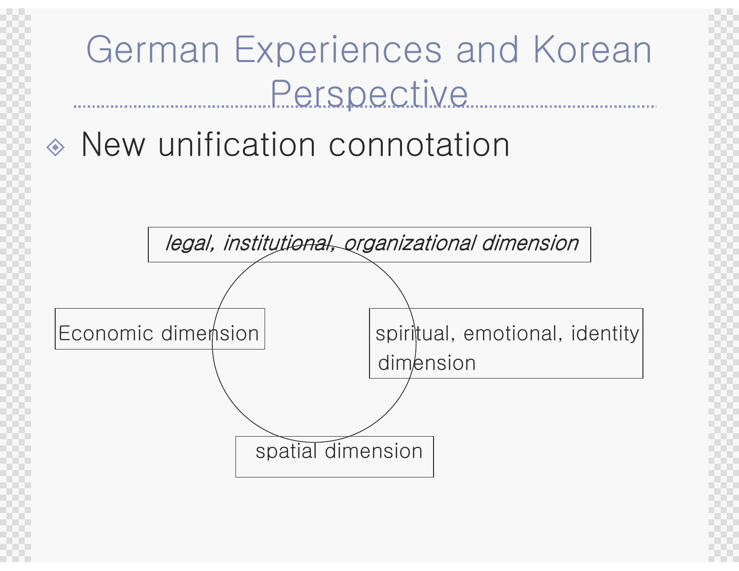# German Experiences and Korean Perspective

- New unification connotation

*legal, institutional, organizational dimension*

Economic dimension

spiritual, emotional, identity dimension

spatial dimension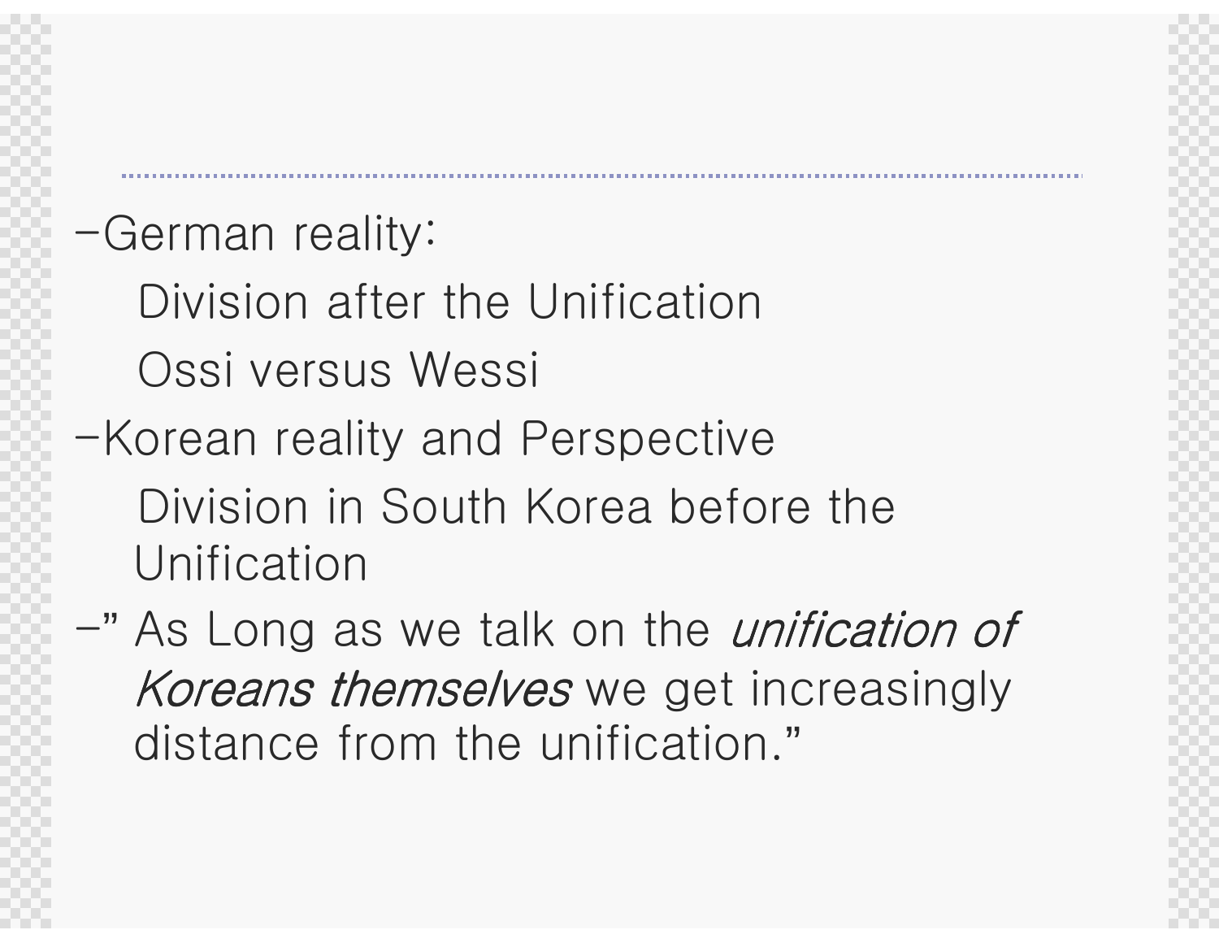- German reality:
  - Division after the Unification
  - Ossi versus Wessi
- Korean reality and Perspective
  - Division in South Korea before the Unification
- " As Long as we talk on the *unification of Koreans themselves* we get increasingly distance from the unification."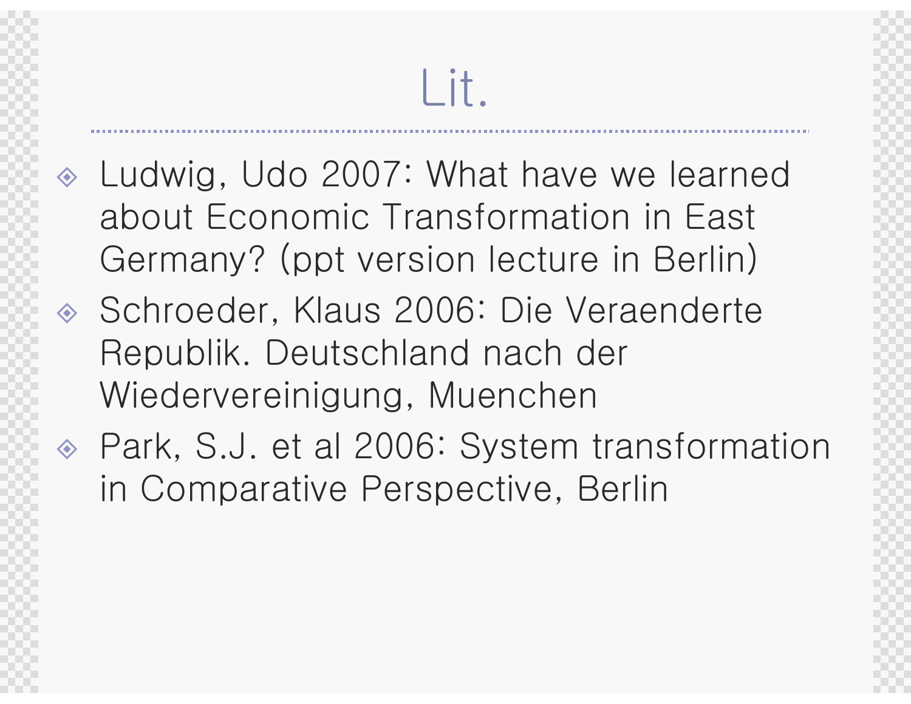# Lit.

- Ludwig, Udo 2007: What have we learned about Economic Transformation in East Germany? (ppt version lecture in Berlin)
- Schroeder, Klaus 2006: Die Veraenderte Republik. Deutschland nach der Wiedervereinigung, Muenchen
- Park, S.J. et al 2006: System transformation in Comparative Perspective, Berlin